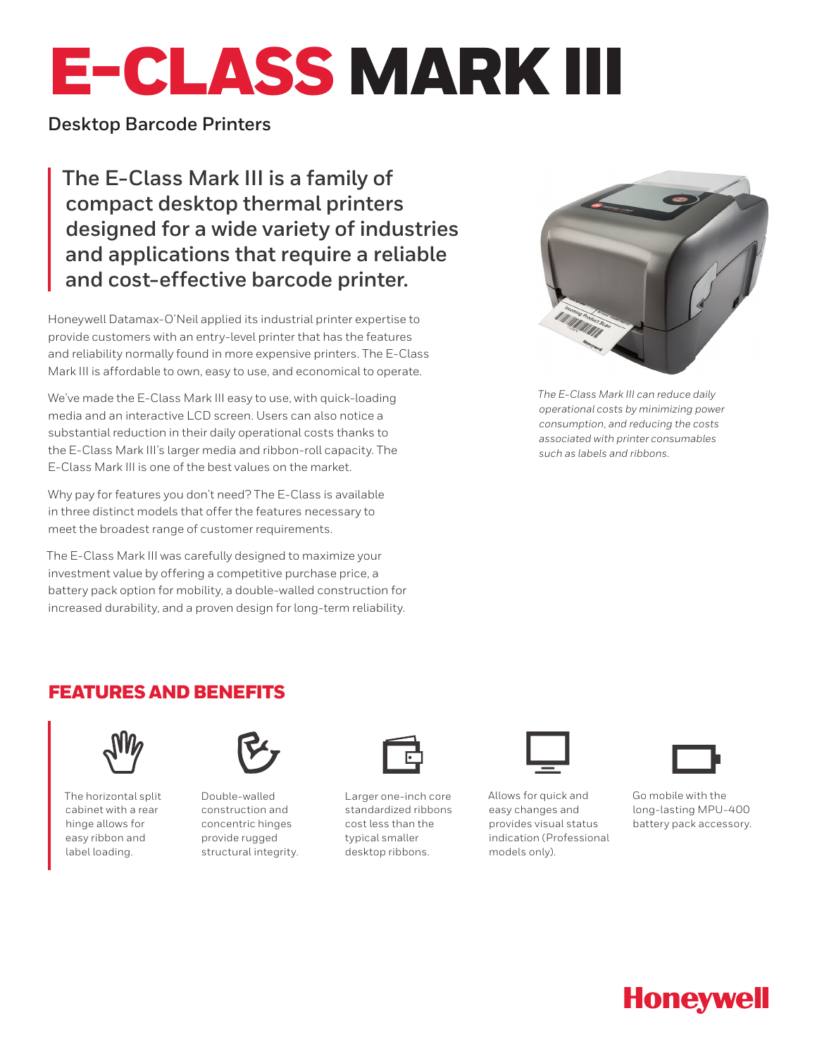# E-CLASS MARK III

## Desktop Barcode Printers

**The E-Class Mark III is a family of compact desktop thermal printers designed for a wide variety of industries and applications that require a reliable and cost-effective barcode printer.**

Honeywell Datamax-O'Neil applied its industrial printer expertise to provide customers with an entry-level printer that has the features and reliability normally found in more expensive printers. The E-Class Mark III is affordable to own, easy to use, and economical to operate.

We've made the E-Class Mark III easy to use, with quick-loading media and an interactive LCD screen. Users can also notice a substantial reduction in their daily operational costs thanks to the E-Class Mark III's larger media and ribbon-roll capacity. The E-Class Mark III is one of the best values on the market.

Why pay for features you don't need? The E-Class is available in three distinct models that offer the features necessary to meet the broadest range of customer requirements.

The E-Class Mark III was carefully designed to maximize your investment value by offering a competitive purchase price, a battery pack option for mobility, a double-walled construction for increased durability, and a proven design for long-term reliability.

*The E-Class Mark III can reduce daily operational costs by minimizing power consumption, and reducing the costs associated with printer consumables such as labels and ribbons.*

## FEATURES AND BENEFITS

- The horizontal split cabinet with a rear hinge allows for easy ribbon and label loading.
- Double-walled construction and concentric hinges provide rugged structural integrity.
- Larger one-inch core standardized ribbons cost less than the typical smaller desktop ribbons.
- Allows for quick and easy changes and provides visual status indication (Professional models only).
- Go mobile with the long-lasting MPU-400 battery pack accessory.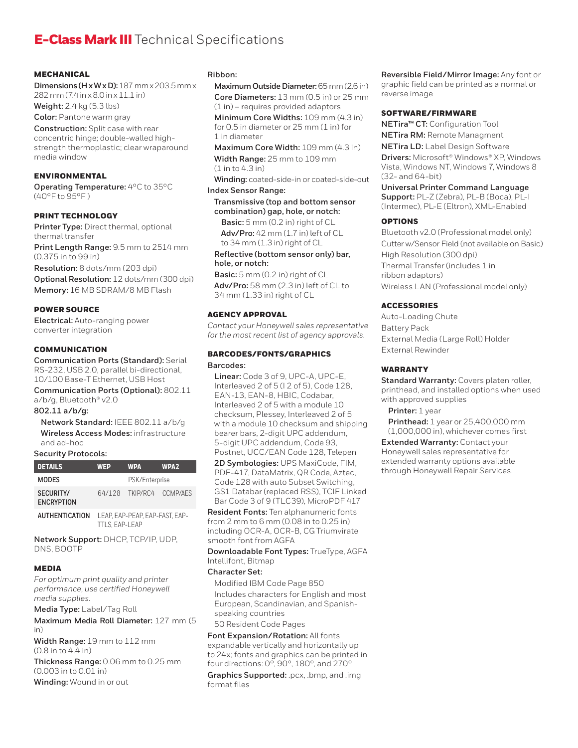# E-Class Mark III Technical Specifications

## MECHANICAL

**Dimensions (H x W x D):** 187 mm x 203.5 mm x 282 mm (7.4 in x 8.0 in x 11.1 in)

**Weight:** 2.4 kg (5.3 lbs)

**Color:** Pantone warm gray

**Construction:** Split case with rear concentric hinge; double-walled high-strength thermoplastic; clear wraparound media window

## ENVIRONMENTAL

**Operating Temperature:** 4°C to 35°C (40°F to 95°F )

## PRINT TECHNOLOGY

**Printer Type:** Direct thermal, optional thermal transfer

**Print Length Range:** 9.5 mm to 2514 mm (0.375 in to 99 in)

**Resolution:** 8 dots/mm (203 dpi)

**Optional Resolution:** 12 dots/mm (300 dpi)

**Memory:** 16 MB SDRAM/8 MB Flash

## POWER SOURCE

**Electrical:** Auto-ranging power converter integration

## COMMUNICATION

**Communication Ports (Standard):** Serial RS-232, USB 2.0, parallel bi-directional, 10/100 Base-T Ethernet, USB Host

**Communication Ports (Optional):** 802.11 a/b/g, Bluetooth® v2.0

**802.11 a/b/g:**

- **Network Standard:** IEEE 802.11 a/b/g
- **Wireless Access Modes:** infrastructure and ad-hoc

**Security Protocols:**

| DETAILS | WEP | WPA | WPA2 |
|---|---|---|---|
| MODES | | PSK/Enterprise | |
| SECURITY/ ENCRYPTION | 64/128 | TKIP/RC4 | CCMP/AES |
| AUTHENTICATION | LEAP, EAP-PEAP, EAP-FAST, EAP-TTLS, EAP-LEAP | | |

**Network Support:** DHCP, TCP/IP, UDP, DNS, BOOTP

## MEDIA

*For optimum print quality and printer performance, use certified Honeywell media supplies.*

**Media Type:** Label/Tag Roll

**Maximum Media Roll Diameter:** 127 mm (5 in)

**Width Range:** 19 mm to 112 mm (0.8 in to 4.4 in)

**Thickness Range:** 0.06 mm to 0.25 mm (0.003 in to 0.01 in)

**Winding:** Wound in or out

**Ribbon:**

- **Maximum Outside Diameter:** 65 mm (2.6 in)
- **Core Diameters:** 13 mm (0.5 in) or 25 mm (1 in) – requires provided adaptors
- **Minimum Core Widths:** 109 mm (4.3 in) for 0.5 in diameter or 25 mm (1 in) for 1 in diameter
- **Maximum Core Width:** 109 mm (4.3 in)
- **Width Range:** 25 mm to 109 mm (1 in to 4.3 in)
- **Winding:** coated-side-in or coated-side-out

**Index Sensor Range:**

- **Transmissive (top and bottom sensor combination) gap, hole, or notch:**
  - **Basic:** 5 mm (0.2 in) right of CL
  - **Adv/Pro:** 42 mm (1.7 in) left of CL to 34 mm (1.3 in) right of CL
- **Reflective (bottom sensor only) bar, hole, or notch:**
  - **Basic:** 5 mm (0.2 in) right of CL
  - **Adv/Pro:** 58 mm (2.3 in) left of CL to 34 mm (1.33 in) right of CL

## AGENCY APPROVAL

*Contact your Honeywell sales representative for the most recent list of agency approvals.*

## BARCODES/FONTS/GRAPHICS

**Barcodes:**

- **Linear:** Code 3 of 9, UPC-A, UPC-E, Interleaved 2 of 5 (I 2 of 5), Code 128, EAN-13, EAN-8, HBIC, Codabar, Interleaved 2 of 5 with a module 10 checksum, Plessey, Interleaved 2 of 5 with a module 10 checksum and shipping bearer bars, 2-digit UPC addendum, 5-digit UPC addendum, Code 93, Postnet, UCC/EAN Code 128, Telepen
- **2D Symbologies:** UPS MaxiCode, FIM, PDF-417, DataMatrix, QR Code, Aztec, Code 128 with auto Subset Switching, GS1 Databar (replaced RSS), TCIF Linked Bar Code 3 of 9 (TLC39), MicroPDF 417

**Resident Fonts:** Ten alphanumeric fonts from 2 mm to 6 mm (0.08 in to 0.25 in) including OCR-A, OCR-B, CG Triumvirate smooth font from AGFA

**Downloadable Font Types:** TrueType, AGFA Intellifont, Bitmap

**Character Set:**

- Modified IBM Code Page 850
- Includes characters for English and most European, Scandinavian, and Spanish-speaking countries
- 50 Resident Code Pages

**Font Expansion/Rotation:** All fonts expandable vertically and horizontally up to 24x; fonts and graphics can be printed in four directions: 0°, 90°, 180°, and 270°

**Graphics Supported:** .pcx, .bmp, and .img format files

**Reversible Field/Mirror Image:** Any font or graphic field can be printed as a normal or reverse image

## SOFTWARE/FIRMWARE

**NETira™ CT:** Configuration Tool

**NETira RM:** Remote Managment

**NETira LD:** Label Design Software

**Drivers:** Microsoft® Windows® XP, Windows Vista, Windows NT, Windows 7, Windows 8 (32- and 64-bit)

**Universal Printer Command Language Support:** PL-Z (Zebra), PL-B (Boca), PL-I (Intermec), PL-E (Eltron), XML-Enabled

## OPTIONS

- Bluetooth v2.0 (Professional model only)
- Cutter w/Sensor Field (not available on Basic)
- High Resolution (300 dpi)
- Thermal Transfer (includes 1 in ribbon adaptors)
- Wireless LAN (Professional model only)

## ACCESSORIES

- Auto-Loading Chute
- Battery Pack
- External Media (Large Roll) Holder
- External Rewinder

## WARRANTY

**Standard Warranty:** Covers platen roller, printhead, and installed options when used with approved supplies

- **Printer:** 1 year
- **Printhead:** 1 year or 25,400,000 mm (1,000,000 in), whichever comes first

**Extended Warranty:** Contact your Honeywell sales representative for extended warranty options available through Honeywell Repair Services.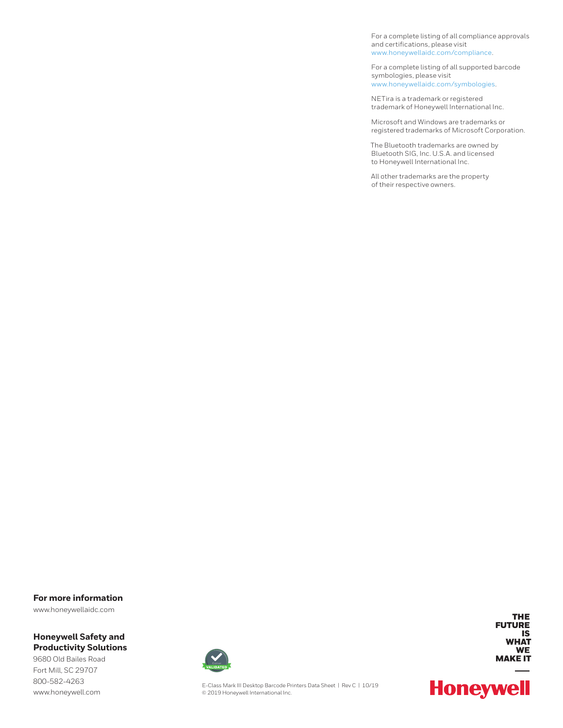For a complete listing of all compliance approvals and certifications, please visit www.honeywellaidc.com/compliance.

For a complete listing of all supported barcode symbologies, please visit www.honeywellaidc.com/symbologies.

NETira is a trademark or registered trademark of Honeywell International Inc.

Microsoft and Windows are trademarks or registered trademarks of Microsoft Corporation.

The Bluetooth trademarks are owned by Bluetooth SIG, Inc. U.S.A. and licensed to Honeywell International Inc.

All other trademarks are the property of their respective owners.

**For more information**

www.honeywellaidc.com

**Honeywell Safety and Productivity Solutions**

9680 Old Bailes Road
Fort Mill, SC 29707
800-582-4263
www.honeywell.com

VALIDATED

E-Class Mark III Desktop Barcode Printers Data Sheet | Rev C | 10/19
© 2019 Honeywell International Inc.

THE FUTURE IS WHAT WE MAKE IT

Honeywell